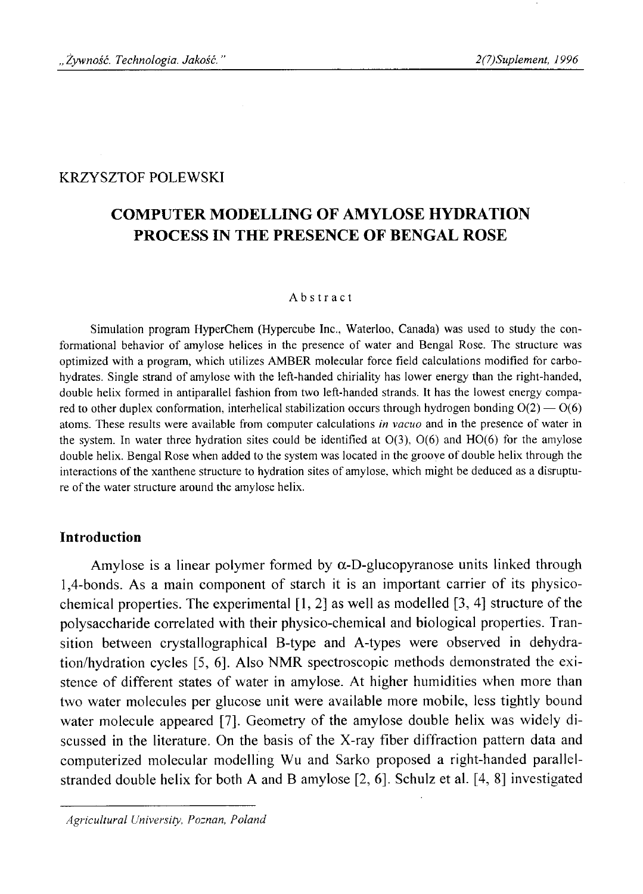KRZYSZTOF POLEWSKI

# COMPUTER MODELLING OF AMYLOSE HYDRATION PROCESS IN THE PRESENCE OF BENGAL ROSE

## Abstract

Simulation program HyperChem (Hypercube Inc., Waterloo, Canada) was used to study the conformational behavior of amylose helices in the presence of water and Bengal Rose. The structure was optimized with a program, which utilizes AMBER molecular force field calculations modified for carbohydrates. Single strand of amylose with the left-handed chirality has lower energy than the right-handed, double helix formed in antiparallel fashion from two left-handed strands. It has the lowest energy compared to other duplex conformation, interhelical stabilization occurs through hydrogen bonding O(2) — O(6) atoms. These results were available from computer calculations *in vacuo* and in the presence of water in the system. In water three hydration sites could be identified at O(3), O(6) and HO(6) for the amylose double helix. Bengal Rose when added to the system was located in the groove of double helix through the interactions of the xanthene structure to hydration sites of amylose, which might be deduced as a disrupture of the water structure around the amylose helix.

## Introduction

Amylose is a linear polymer formed by α-D-glucopyranose units linked through 1,4-bonds. As a main component of starch it is an important carrier of its physico-chemical properties. The experimental [1, 2] as well as modelled [3, 4] structure of the polysaccharide correlated with their physico-chemical and biological properties. Transition between crystallographical B-type and A-types were observed in dehydration/hydration cycles [5, 6]. Also NMR spectroscopic methods demonstrated the existence of different states of water in amylose. At higher humidities when more than two water molecules per glucose unit were available more mobile, less tightly bound water molecule appeared [7]. Geometry of the amylose double helix was widely discussed in the literature. On the basis of the X-ray fiber diffraction pattern data and computerized molecular modelling Wu and Sarko proposed a right-handed parallel-stranded double helix for both A and B amylose [2, 6]. Schulz et al. [4, 8] investigated

*Agricultural University, Poznan, Poland*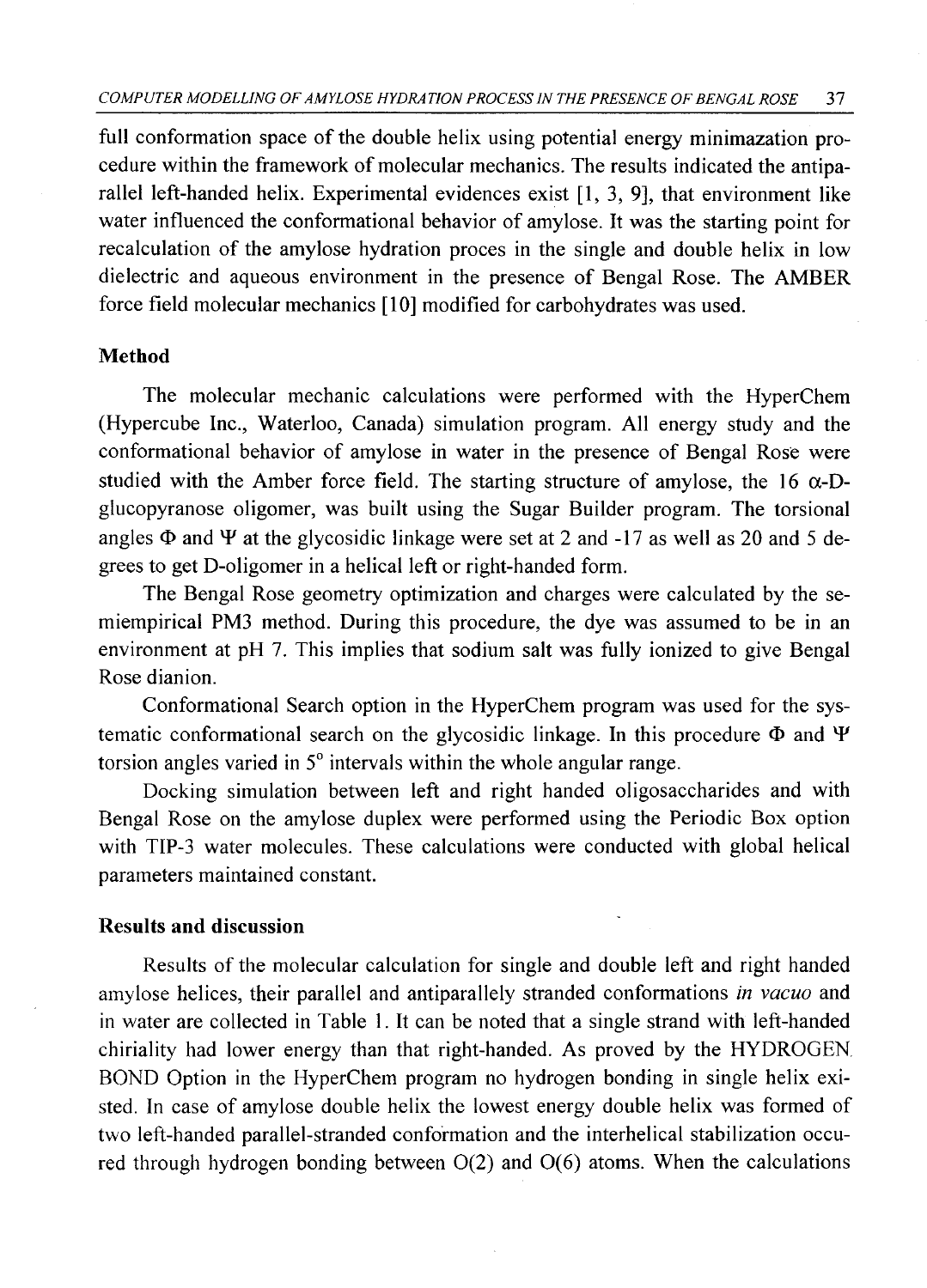full conformation space of the double helix using potential energy minimazation procedure within the framework of molecular mechanics. The results indicated the antiparallel left-handed helix. Experimental evidences exist [1, 3, 9], that environment like water influenced the conformational behavior of amylose. It was the starting point for recalculation of the amylose hydration proces in the single and double helix in low dielectric and aqueous environment in the presence of Bengal Rose. The AMBER force field molecular mechanics [10] modified for carbohydrates was used.

## Method

The molecular mechanic calculations were performed with the HyperChem (Hypercube Inc., Waterloo, Canada) simulation program. All energy study and the conformational behavior of amylose in water in the presence of Bengal Rose were studied with the Amber force field. The starting structure of amylose, the 16 α-D-glucopyranose oligomer, was built using the Sugar Builder program. The torsional angles $\Phi$ and $\Psi$ at the glycosidic linkage were set at 2 and -17 as well as 20 and 5 degrees to get D-oligomer in a helical left or right-handed form.

The Bengal Rose geometry optimization and charges were calculated by the semiempirical PM3 method. During this procedure, the dye was assumed to be in an environment at pH 7. This implies that sodium salt was fully ionized to give Bengal Rose dianion.

Conformational Search option in the HyperChem program was used for the systematic conformational search on the glycosidic linkage. In this procedure $\Phi$ and $\Psi$ torsion angles varied in $5^{\circ}$ intervals within the whole angular range.

Docking simulation between left and right handed oligosaccharides and with Bengal Rose on the amylose duplex were performed using the Periodic Box option with TIP-3 water molecules. These calculations were conducted with global helical parameters maintained constant.

## Results and discussion

Results of the molecular calculation for single and double left and right handed amylose helices, their parallel and antiparallely stranded conformations *in vacuo* and in water are collected in Table 1. It can be noted that a single strand with left-handed chiriality had lower energy than that right-handed. As proved by the HYDROGEN BOND Option in the HyperChem program no hydrogen bonding in single helix existed. In case of amylose double helix the lowest energy double helix was formed of two left-handed parallel-stranded conformation and the interhelical stabilization occured through hydrogen bonding between O(2) and O(6) atoms. When the calculations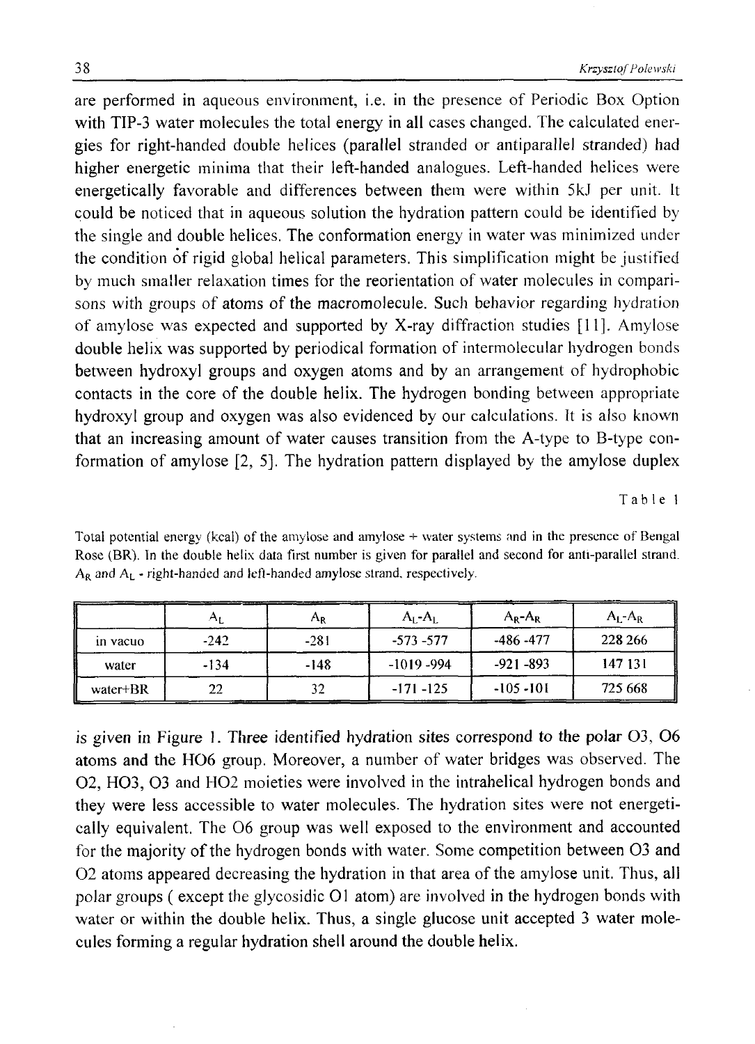are performed in aqueous environment, i.e. in the presence of Periodic Box Option with TIP-3 water molecules the total energy in all cases changed. The calculated energies for right-handed double helices (parallel stranded or antiparallel stranded) had higher energetic minima that their left-handed analogues. Left-handed helices were energetically favorable and differences between them were within 5kJ per unit. It could be noticed that in aqueous solution the hydration pattern could be identified by the single and double helices. The conformation energy in water was minimized under the condition of rigid global helical parameters. This simplification might be justified by much smaller relaxation times for the reorientation of water molecules in comparisons with groups of atoms of the macromolecule. Such behavior regarding hydration of amylose was expected and supported by X-ray diffraction studies [11]. Amylose double helix was supported by periodical formation of intermolecular hydrogen bonds between hydroxyl groups and oxygen atoms and by an arrangement of hydrophobic contacts in the core of the double helix. The hydrogen bonding between appropriate hydroxyl group and oxygen was also evidenced by our calculations. It is also known that an increasing amount of water causes transition from the A-type to B-type conformation of amylose [2, 5]. The hydration pattern displayed by the amylose duplex

Table 1

Total potential energy (kcal) of the amylose and amylose + water systems and in the presence of Bengal Rose (BR). In the double helix data first number is given for parallel and second for anti-parallel strand. $A_R$ and $A_L$ - right-handed and left-handed amylose strand, respectively.

| | $A_L$ | $A_R$ | $A_L$-$A_L$ | $A_R$-$A_R$ | $A_L$-$A_R$ |
|---|---|---|---|---|---|
| in vacuo | -242 | -281 | -573 -577 | -486 -477 | 228 266 |
| water | -134 | -148 | -1019 -994 | -921 -893 | 147 131 |
| water+BR | 22 | 32 | -171 -125 | -105 -101 | 725 668 |

is given in Figure 1. Three identified hydration sites correspond to the polar O3, O6 atoms and the HO6 group. Moreover, a number of water bridges was observed. The O2, HO3, O3 and HO2 moieties were involved in the intrahelical hydrogen bonds and they were less accessible to water molecules. The hydration sites were not energetically equivalent. The O6 group was well exposed to the environment and accounted for the majority of the hydrogen bonds with water. Some competition between O3 and O2 atoms appeared decreasing the hydration in that area of the amylose unit. Thus, all polar groups ( except the glycosidic O1 atom) are involved in the hydrogen bonds with water or within the double helix. Thus, a single glucose unit accepted 3 water molecules forming a regular hydration shell around the double helix.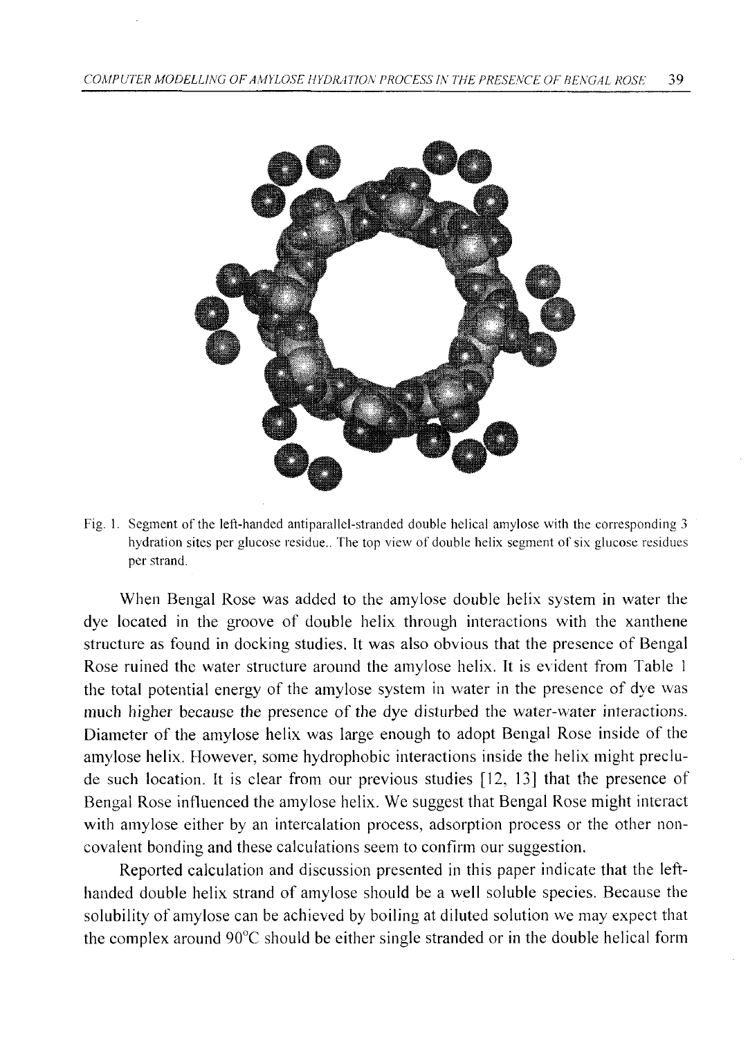Fig. 1. Segment of the left-handed antiparallel-stranded double helical amylose with the corresponding 3 hydration sites per glucose residue.. The top view of double helix segment of six glucose residues per strand.

When Bengal Rose was added to the amylose double helix system in water the dye located in the groove of double helix through interactions with the xanthene structure as found in docking studies. It was also obvious that the presence of Bengal Rose ruined the water structure around the amylose helix. It is evident from Table 1 the total potential energy of the amylose system in water in the presence of dye was much higher because the presence of the dye disturbed the water-water interactions. Diameter of the amylose helix was large enough to adopt Bengal Rose inside of the amylose helix. However, some hydrophobic interactions inside the helix might preclude such location. It is clear from our previous studies [12, 13] that the presence of Bengal Rose influenced the amylose helix. We suggest that Bengal Rose might interact with amylose either by an intercalation process, adsorption process or the other non-covalent bonding and these calculations seem to confirm our suggestion.

Reported calculation and discussion presented in this paper indicate that the left-handed double helix strand of amylose should be a well soluble species. Because the solubility of amylose can be achieved by boiling at diluted solution we may expect that the complex around 90°C should be either single stranded or in the double helical form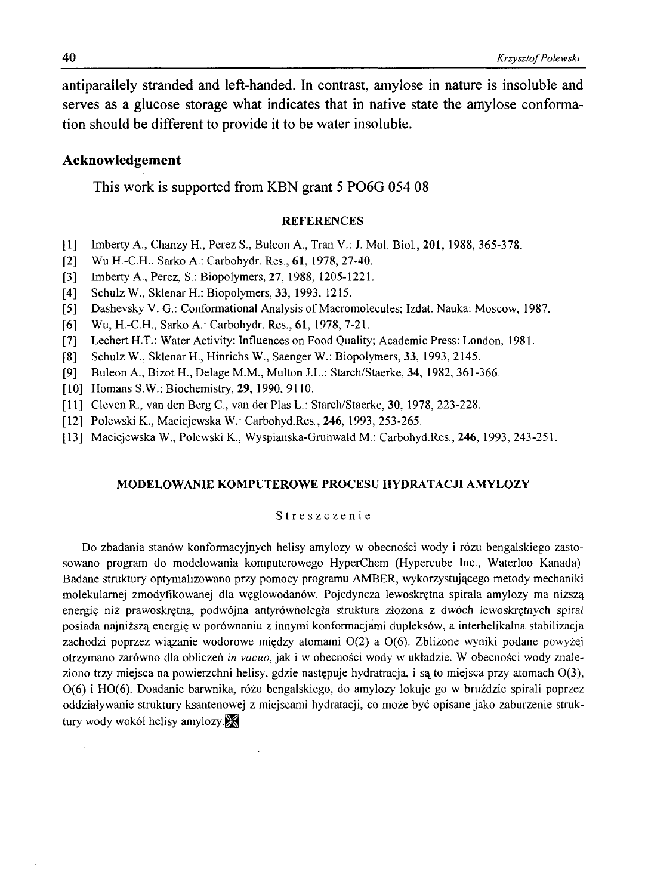antiparallely stranded and left-handed. In contrast, amylose in nature is insoluble and serves as a glucose storage what indicates that in native state the amylose conformation should be different to provide it to be water insoluble.

## Acknowledgement

This work is supported from KBN grant 5 PO6G 054 08

### REFERENCES

[1] Imberty A., Chanzy H., Perez S., Buleon A., Tran V.: J. Mol. Biol., **201**, 1988, 365-378.
[2] Wu H.-C.H., Sarko A.: Carbohydr. Res., **61**, 1978, 27-40.
[3] Imberty A., Perez, S.: Biopolymers, **27**, 1988, 1205-1221.
[4] Schulz W., Sklenar H.: Biopolymers, **33**, 1993, 1215.
[5] Dashevsky V. G.: Conformational Analysis of Macromolecules; Izdat. Nauka: Moscow, 1987.
[6] Wu, H.-C.H., Sarko A.: Carbohydr. Res., **61**, 1978, 7-21.
[7] Lechert H.T.: Water Activity: Influences on Food Quality; Academic Press: London, 1981.
[8] Schulz W., Sklenar H., Hinrichs W., Saenger W.: Biopolymers, **33**, 1993, 2145.
[9] Buleon A., Bizot H., Delage M.M., Multon J.L.: Starch/Staerke, **34**, 1982, 361-366.
[10] Homans S.W.: Biochemistry, **29**, 1990, 9110.
[11] Cleven R., van den Berg C., van der Plas L.: Starch/Staerke, **30**, 1978, 223-228.
[12] Polewski K., Maciejewska W.: Carbohyd.Res., **246**, 1993, 253-265.
[13] Maciejewska W., Polewski K., Wyspianska-Grunwald M.: Carbohyd.Res., **246**, 1993, 243-251.

### MODELOWANIE KOMPUTEROWE PROCESU HYDRATACJI AMYLOZY

Streszczenie

Do zbadania stanów konformacyjnych helisy amylozy w obecności wody i różu bengalskiego zastosowano program do modelowania komputerowego HyperChem (Hypercube Inc., Waterloo Kanada). Badane struktury optymalizowano przy pomocy programu AMBER, wykorzystującego metody mechaniki molekularnej zmodyfikowanej dla węglowodanów. Pojedyncza lewoskrętna spirala amylozy ma niższą energię niż prawoskrętna, podwójna antyrównoległa struktura złożona z dwóch lewoskrętnych spiral posiada najniższą energię w porównaniu z innymi konformacjami dupleksów, a interhelikalna stabilizacja zachodzi poprzez wiązanie wodorowe między atomami O(2) a O(6). Zbliżone wyniki podane powyżej otrzymano zarówno dla obliczeń *in vacuo*, jak i w obecności wody w układzie. W obecności wody znaleziono trzy miejsca na powierzchni helisy, gdzie następuje hydratracja, i są to miejsca przy atomach O(3), O(6) i HO(6). Doadanie barwnika, różu bengalskiego, do amylozy lokuje go w bruździe spirali poprzez oddziaływanie struktury ksantenowej z miejscami hydratacji, co może być opisane jako zaburzenie struktury wody wokół helisy amylozy.